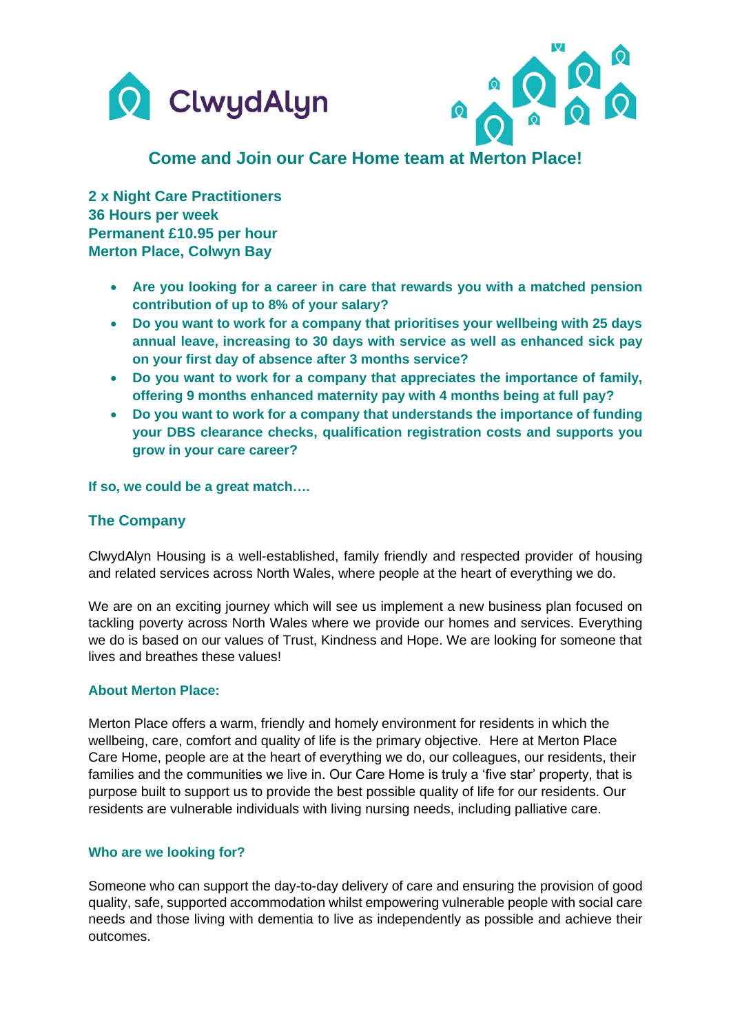ClwydAlyn

## Come and Join our Care Home team at Merton Place!

**2 x Night Care Practitioners**
**36 Hours per week**
**Permanent £10.95 per hour**
**Merton Place, Colwyn Bay**

- **Are you looking for a career in care that rewards you with a matched pension contribution of up to 8% of your salary?**
- **Do you want to work for a company that prioritises your wellbeing with 25 days annual leave, increasing to 30 days with service as well as enhanced sick pay on your first day of absence after 3 months service?**
- **Do you want to work for a company that appreciates the importance of family, offering 9 months enhanced maternity pay with 4 months being at full pay?**
- **Do you want to work for a company that understands the importance of funding your DBS clearance checks, qualification registration costs and supports you grow in your care career?**

**If so, we could be a great match….**

### The Company

ClwydAlyn Housing is a well-established, family friendly and respected provider of housing and related services across North Wales, where people at the heart of everything we do.

We are on an exciting journey which will see us implement a new business plan focused on tackling poverty across North Wales where we provide our homes and services. Everything we do is based on our values of Trust, Kindness and Hope. We are looking for someone that lives and breathes these values!

#### About Merton Place:

Merton Place offers a warm, friendly and homely environment for residents in which the wellbeing, care, comfort and quality of life is the primary objective. Here at Merton Place Care Home, people are at the heart of everything we do, our colleagues, our residents, their families and the communities we live in. Our Care Home is truly a 'five star' property, that is purpose built to support us to provide the best possible quality of life for our residents. Our residents are vulnerable individuals with living nursing needs, including palliative care.

#### Who are we looking for?

Someone who can support the day-to-day delivery of care and ensuring the provision of good quality, safe, supported accommodation whilst empowering vulnerable people with social care needs and those living with dementia to live as independently as possible and achieve their outcomes.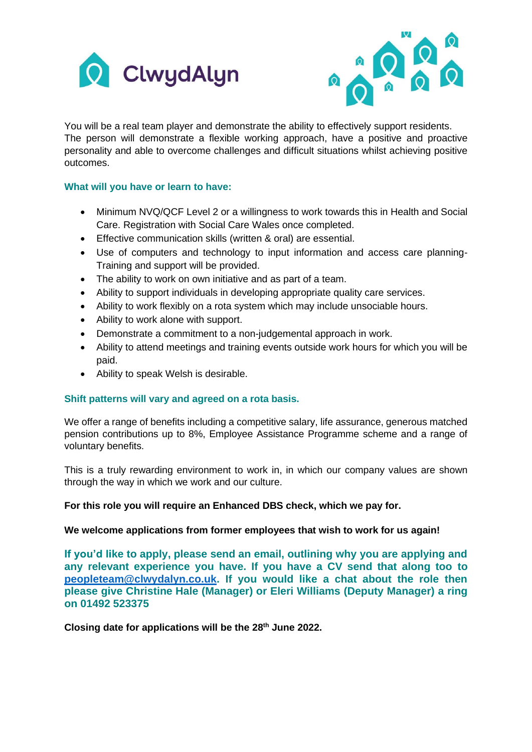You will be a real team player and demonstrate the ability to effectively support residents. The person will demonstrate a flexible working approach, have a positive and proactive personality and able to overcome challenges and difficult situations whilst achieving positive outcomes.

### What will you have or learn to have:

- Minimum NVQ/QCF Level 2 or a willingness to work towards this in Health and Social Care. Registration with Social Care Wales once completed.
- Effective communication skills (written & oral) are essential.
- Use of computers and technology to input information and access care planning-Training and support will be provided.
- The ability to work on own initiative and as part of a team.
- Ability to support individuals in developing appropriate quality care services.
- Ability to work flexibly on a rota system which may include unsociable hours.
- Ability to work alone with support.
- Demonstrate a commitment to a non-judgemental approach in work.
- Ability to attend meetings and training events outside work hours for which you will be paid.
- Ability to speak Welsh is desirable.

### Shift patterns will vary and agreed on a rota basis.

We offer a range of benefits including a competitive salary, life assurance, generous matched pension contributions up to 8%, Employee Assistance Programme scheme and a range of voluntary benefits.

This is a truly rewarding environment to work in, in which our company values are shown through the way in which we work and our culture.

**For this role you will require an Enhanced DBS check, which we pay for.**

**We welcome applications from former employees that wish to work for us again!**

**If you'd like to apply, please send an email, outlining why you are applying and any relevant experience you have. If you have a CV send that along too to peopleteam@clwydalyn.co.uk. If you would like a chat about the role then please give Christine Hale (Manager) or Eleri Williams (Deputy Manager) a ring on 01492 523375**

**Closing date for applications will be the 28th June 2022.**